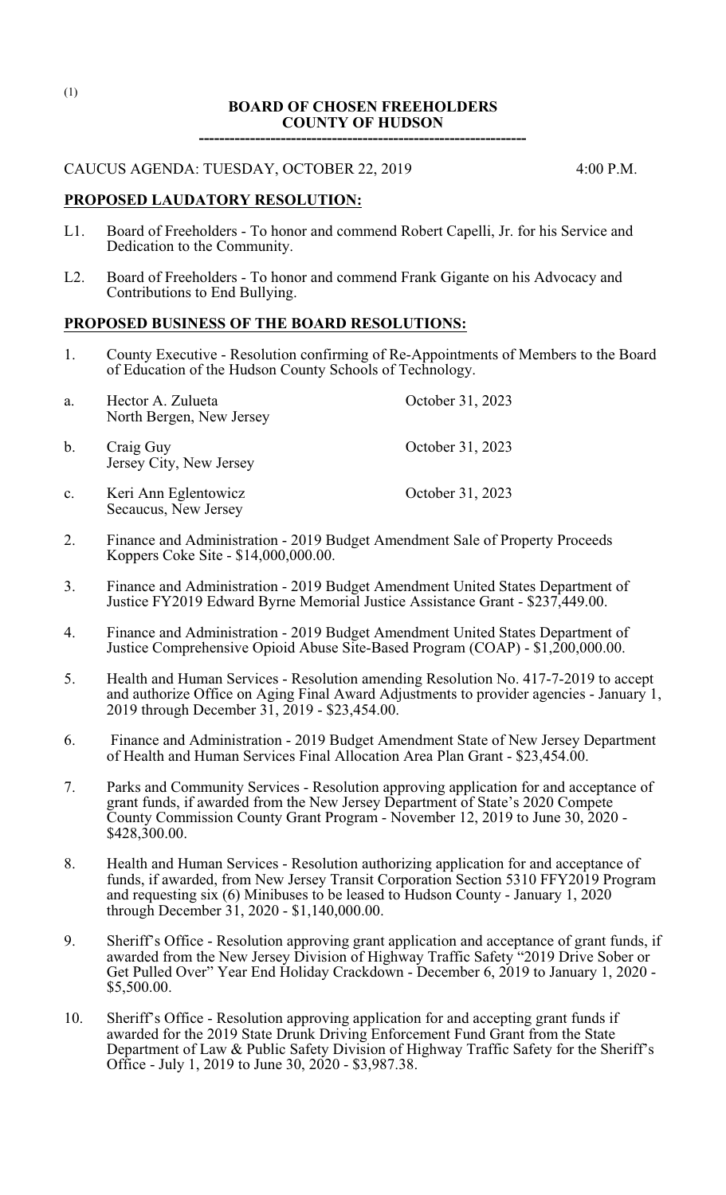**BOARD OF CHOSEN FREEHOLDERS**
**COUNTY OF HUDSON**

---

CAUCUS AGENDA: TUESDAY, OCTOBER 22, 2019 4:00 P.M.

## PROPOSED LAUDATORY RESOLUTION:

L1. Board of Freeholders - To honor and commend Robert Capelli, Jr. for his Service and Dedication to the Community.

L2. Board of Freeholders - To honor and commend Frank Gigante on his Advocacy and Contributions to End Bullying.

## PROPOSED BUSINESS OF THE BOARD RESOLUTIONS:

1. County Executive - Resolution confirming of Re-Appointments of Members to the Board of Education of the Hudson County Schools of Technology.

   a. Hector A. Zulueta, North Bergen, New Jersey — October 31, 2023

   b. Craig Guy, Jersey City, New Jersey — October 31, 2023

   c. Keri Ann Eglentowicz, Secaucus, New Jersey — October 31, 2023

2. Finance and Administration - 2019 Budget Amendment Sale of Property Proceeds Koppers Coke Site - $14,000,000.00.

3. Finance and Administration - 2019 Budget Amendment United States Department of Justice FY2019 Edward Byrne Memorial Justice Assistance Grant - $237,449.00.

4. Finance and Administration - 2019 Budget Amendment United States Department of Justice Comprehensive Opioid Abuse Site-Based Program (COAP) - $1,200,000.00.

5. Health and Human Services - Resolution amending Resolution No. 417-7-2019 to accept and authorize Office on Aging Final Award Adjustments to provider agencies - January 1, 2019 through December 31, 2019 - $23,454.00.

6. Finance and Administration - 2019 Budget Amendment State of New Jersey Department of Health and Human Services Final Allocation Area Plan Grant - $23,454.00.

7. Parks and Community Services - Resolution approving application for and acceptance of grant funds, if awarded from the New Jersey Department of State's 2020 Compete County Commission County Grant Program - November 12, 2019 to June 30, 2020 - $428,300.00.

8. Health and Human Services - Resolution authorizing application for and acceptance of funds, if awarded, from New Jersey Transit Corporation Section 5310 FFY2019 Program and requesting six (6) Minibuses to be leased to Hudson County - January 1, 2020 through December 31, 2020 - $1,140,000.00.

9. Sheriff's Office - Resolution approving grant application and acceptance of grant funds, if awarded from the New Jersey Division of Highway Traffic Safety "2019 Drive Sober or Get Pulled Over" Year End Holiday Crackdown - December 6, 2019 to January 1, 2020 - $5,500.00.

10. Sheriff's Office - Resolution approving application for and accepting grant funds if awarded for the 2019 State Drunk Driving Enforcement Fund Grant from the State Department of Law & Public Safety Division of Highway Traffic Safety for the Sheriff's Office - July 1, 2019 to June 30, 2020 - $3,987.38.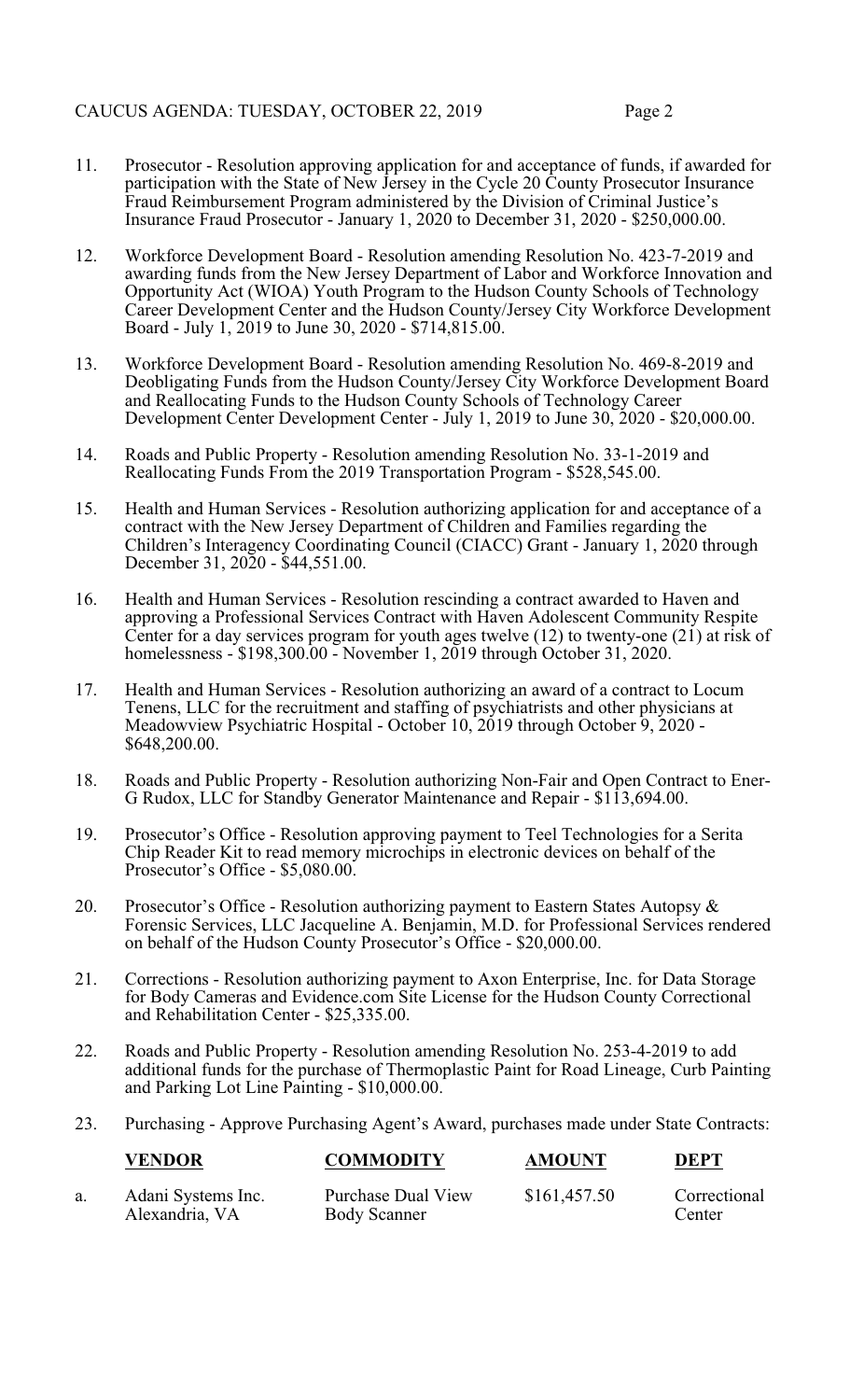11. Prosecutor - Resolution approving application for and acceptance of funds, if awarded for participation with the State of New Jersey in the Cycle 20 County Prosecutor Insurance Fraud Reimbursement Program administered by the Division of Criminal Justice's Insurance Fraud Prosecutor - January 1, 2020 to December 31, 2020 - $250,000.00.

12. Workforce Development Board - Resolution amending Resolution No. 423-7-2019 and awarding funds from the New Jersey Department of Labor and Workforce Innovation and Opportunity Act (WIOA) Youth Program to the Hudson County Schools of Technology Career Development Center and the Hudson County/Jersey City Workforce Development Board - July 1, 2019 to June 30, 2020 - $714,815.00.

13. Workforce Development Board - Resolution amending Resolution No. 469-8-2019 and Deobligating Funds from the Hudson County/Jersey City Workforce Development Board and Reallocating Funds to the Hudson County Schools of Technology Career Development Center Development Center - July 1, 2019 to June 30, 2020 - $20,000.00.

14. Roads and Public Property - Resolution amending Resolution No. 33-1-2019 and Reallocating Funds From the 2019 Transportation Program - $528,545.00.

15. Health and Human Services - Resolution authorizing application for and acceptance of a contract with the New Jersey Department of Children and Families regarding the Children's Interagency Coordinating Council (CIACC) Grant - January 1, 2020 through December 31, 2020 - $44,551.00.

16. Health and Human Services - Resolution rescinding a contract awarded to Haven and approving a Professional Services Contract with Haven Adolescent Community Respite Center for a day services program for youth ages twelve (12) to twenty-one (21) at risk of homelessness - $198,300.00 - November 1, 2019 through October 31, 2020.

17. Health and Human Services - Resolution authorizing an award of a contract to Locum Tenens, LLC for the recruitment and staffing of psychiatrists and other physicians at Meadowview Psychiatric Hospital - October 10, 2019 through October 9, 2020 - $648,200.00.

18. Roads and Public Property - Resolution authorizing Non-Fair and Open Contract to Ener-G Rudox, LLC for Standby Generator Maintenance and Repair - $113,694.00.

19. Prosecutor's Office - Resolution approving payment to Teel Technologies for a Serita Chip Reader Kit to read memory microchips in electronic devices on behalf of the Prosecutor's Office - $5,080.00.

20. Prosecutor's Office - Resolution authorizing payment to Eastern States Autopsy & Forensic Services, LLC Jacqueline A. Benjamin, M.D. for Professional Services rendered on behalf of the Hudson County Prosecutor's Office - $20,000.00.

21. Corrections - Resolution authorizing payment to Axon Enterprise, Inc. for Data Storage for Body Cameras and Evidence.com Site License for the Hudson County Correctional and Rehabilitation Center - $25,335.00.

22. Roads and Public Property - Resolution amending Resolution No. 253-4-2019 to add additional funds for the purchase of Thermoplastic Paint for Road Lineage, Curb Painting and Parking Lot Line Painting - $10,000.00.

23. Purchasing - Approve Purchasing Agent's Award, purchases made under State Contracts:

| | VENDOR | COMMODITY | AMOUNT | DEPT |
|---|---|---|---|---|
| a. | Adani Systems Inc. Alexandria, VA | Purchase Dual View Body Scanner | $161,457.50 | Correctional Center |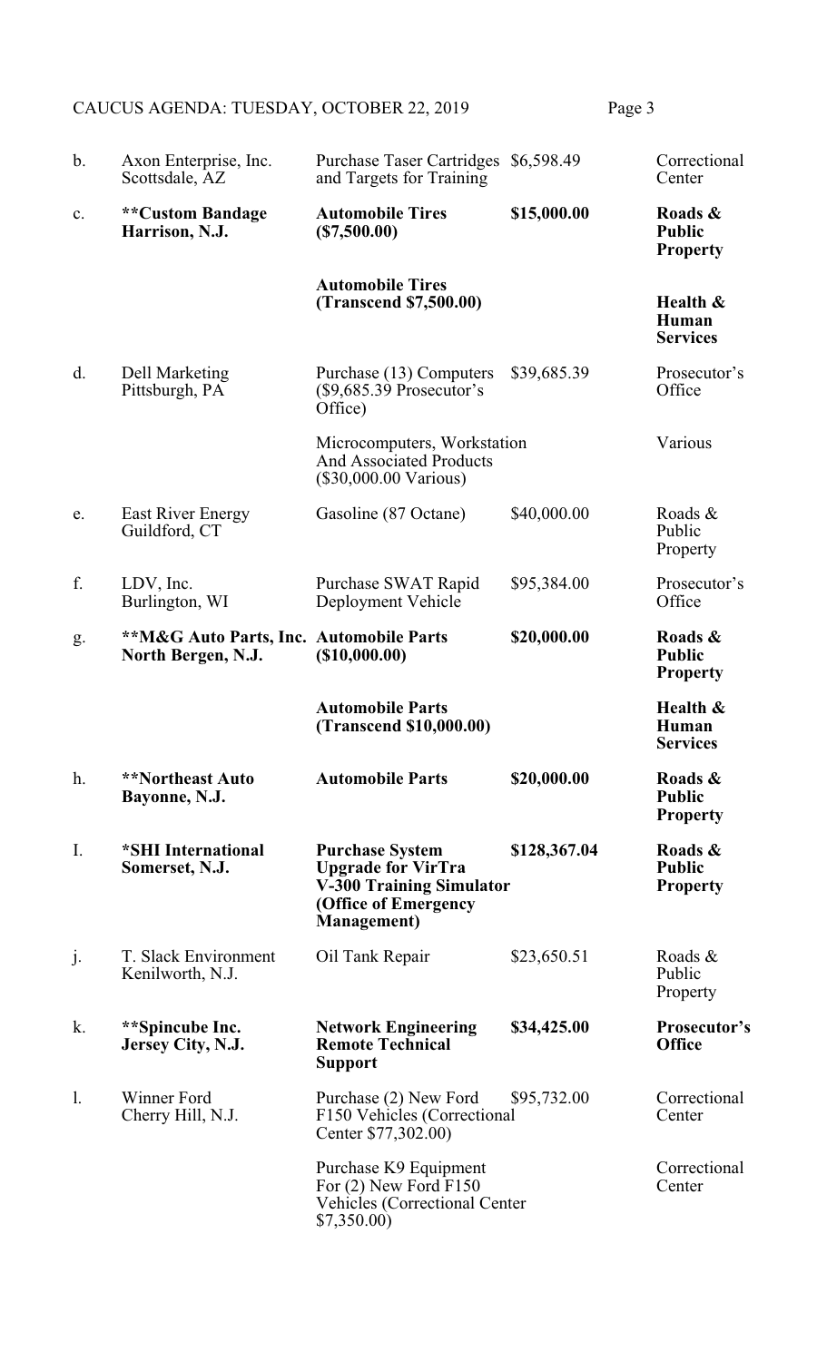| | | | | |
|---|---|---|---|---|
| b. | Axon Enterprise, Inc.<br>Scottsdale, AZ | Purchase Taser Cartridges and Targets for Training | $6,598.49 | Correctional Center |
| c. | **\*\*Custom Bandage<br>Harrison, N.J.** | **Automobile Tires ($7,500.00)** | **$15,000.00** | **Roads & Public Property** |
| | | **Automobile Tires (Transcend $7,500.00)** | | **Health & Human Services** |
| d. | Dell Marketing<br>Pittsburgh, PA | Purchase (13) Computers ($9,685.39 Prosecutor's Office) | $39,685.39 | Prosecutor's Office |
| | | Microcomputers, Workstation And Associated Products ($30,000.00 Various) | | Various |
| e. | East River Energy<br>Guildford, CT | Gasoline (87 Octane) | $40,000.00 | Roads & Public Property |
| f. | LDV, Inc.<br>Burlington, WI | Purchase SWAT Rapid Deployment Vehicle | $95,384.00 | Prosecutor's Office |
| g. | **\*\*M&G Auto Parts, Inc.<br>North Bergen, N.J.** | **Automobile Parts ($10,000.00)** | **$20,000.00** | **Roads & Public Property** |
| | | **Automobile Parts (Transcend $10,000.00)** | | **Health & Human Services** |
| h. | **\*\*Northeast Auto<br>Bayonne, N.J.** | **Automobile Parts** | **$20,000.00** | **Roads & Public Property** |
| I. | **\*SHI International<br>Somerset, N.J.** | **Purchase System Upgrade for VirTra V-300 Training Simulator (Office of Emergency Management)** | **$128,367.04** | **Roads & Public Property** |
| j. | T. Slack Environment<br>Kenilworth, N.J. | Oil Tank Repair | $23,650.51 | Roads & Public Property |
| k. | **\*\*Spincube Inc.<br>Jersey City, N.J.** | **Network Engineering Remote Technical Support** | **$34,425.00** | **Prosecutor's Office** |
| l. | Winner Ford<br>Cherry Hill, N.J. | Purchase (2) New Ford F150 Vehicles (Correctional Center $77,302.00) | $95,732.00 | Correctional Center |
| | | Purchase K9 Equipment For (2) New Ford F150 Vehicles (Correctional Center $7,350.00) | | Correctional Center |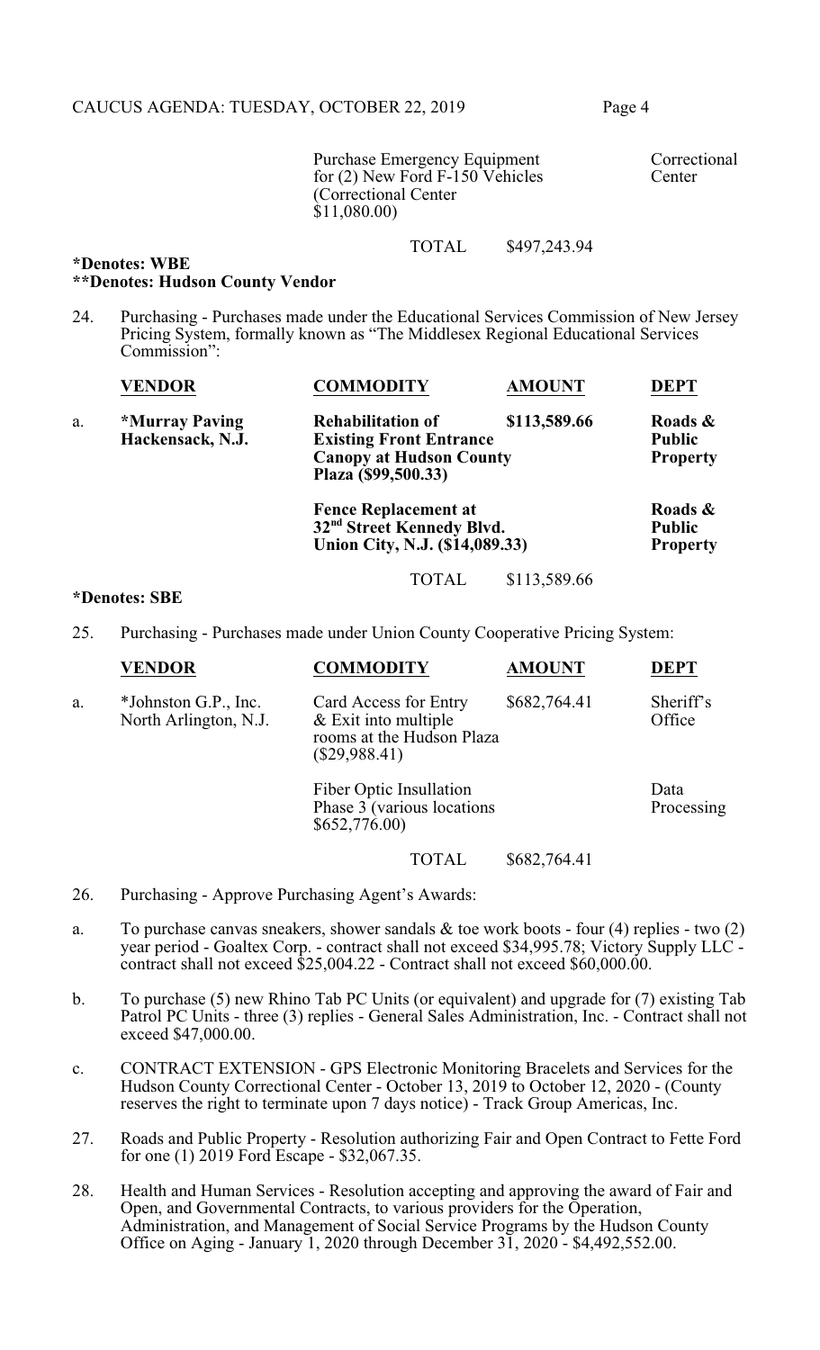| | | | |
|---|---|---|---|
| | Purchase Emergency Equipment for (2) New Ford F-150 Vehicles (Correctional Center $11,080.00) | | Correctional Center |
| | TOTAL | $497,243.94 | |

**\*Denotes: WBE**
**\*\*Denotes: Hudson County Vendor**

24. Purchasing - Purchases made under the Educational Services Commission of New Jersey Pricing System, formally known as "The Middlesex Regional Educational Services Commission":

| | VENDOR | COMMODITY | AMOUNT | DEPT |
|---|---|---|---|---|
| a. | **\*Murray Paving Hackensack, N.J.** | **Rehabilitation of Existing Front Entrance Canopy at Hudson County Plaza ($99,500.33)** | **$113,589.66** | **Roads & Public Property** |
| | | **Fence Replacement at 32nd Street Kennedy Blvd. Union City, N.J. ($14,089.33)** | | **Roads & Public Property** |
| | | TOTAL | $113,589.66 | |

**\*Denotes: SBE**

25. Purchasing - Purchases made under Union County Cooperative Pricing System:

| | VENDOR | COMMODITY | AMOUNT | DEPT |
|---|---|---|---|---|
| a. | \*Johnston G.P., Inc. North Arlington, N.J. | Card Access for Entry & Exit into multiple rooms at the Hudson Plaza ($29,988.41) | $682,764.41 | Sheriff's Office |
| | | Fiber Optic Insullation Phase 3 (various locations $652,776.00) | | Data Processing |
| | | TOTAL | $682,764.41 | |

26. Purchasing - Approve Purchasing Agent's Awards:

a. To purchase canvas sneakers, shower sandals & toe work boots - four (4) replies - two (2) year period - Goaltex Corp. - contract shall not exceed $34,995.78; Victory Supply LLC - contract shall not exceed $25,004.22 - Contract shall not exceed $60,000.00.

b. To purchase (5) new Rhino Tab PC Units (or equivalent) and upgrade for (7) existing Tab Patrol PC Units - three (3) replies - General Sales Administration, Inc. - Contract shall not exceed $47,000.00.

c. CONTRACT EXTENSION - GPS Electronic Monitoring Bracelets and Services for the Hudson County Correctional Center - October 13, 2019 to October 12, 2020 - (County reserves the right to terminate upon 7 days notice) - Track Group Americas, Inc.

27. Roads and Public Property - Resolution authorizing Fair and Open Contract to Fette Ford for one (1) 2019 Ford Escape - $32,067.35.

28. Health and Human Services - Resolution accepting and approving the award of Fair and Open, and Governmental Contracts, to various providers for the Operation, Administration, and Management of Social Service Programs by the Hudson County Office on Aging - January 1, 2020 through December 31, 2020 - $4,492,552.00.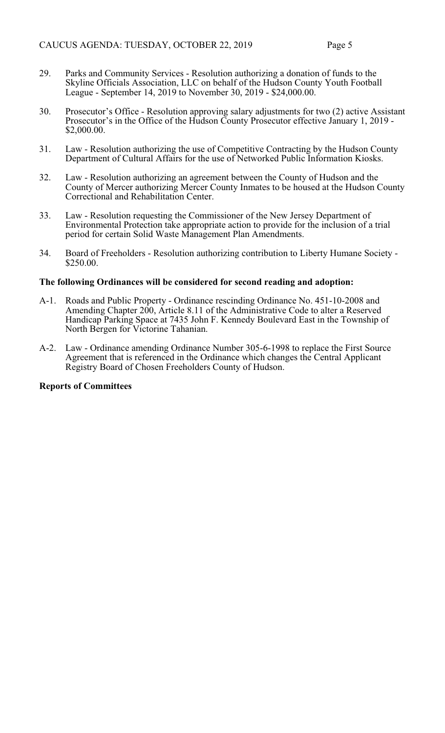29. Parks and Community Services - Resolution authorizing a donation of funds to the Skyline Officials Association, LLC on behalf of the Hudson County Youth Football League - September 14, 2019 to November 30, 2019 - $24,000.00.

30. Prosecutor's Office - Resolution approving salary adjustments for two (2) active Assistant Prosecutor's in the Office of the Hudson County Prosecutor effective January 1, 2019 - $2,000.00.

31. Law - Resolution authorizing the use of Competitive Contracting by the Hudson County Department of Cultural Affairs for the use of Networked Public Information Kiosks.

32. Law - Resolution authorizing an agreement between the County of Hudson and the County of Mercer authorizing Mercer County Inmates to be housed at the Hudson County Correctional and Rehabilitation Center.

33. Law - Resolution requesting the Commissioner of the New Jersey Department of Environmental Protection take appropriate action to provide for the inclusion of a trial period for certain Solid Waste Management Plan Amendments.

34. Board of Freeholders - Resolution authorizing contribution to Liberty Humane Society - $250.00.

**The following Ordinances will be considered for second reading and adoption:**

A-1. Roads and Public Property - Ordinance rescinding Ordinance No. 451-10-2008 and Amending Chapter 200, Article 8.11 of the Administrative Code to alter a Reserved Handicap Parking Space at 7435 John F. Kennedy Boulevard East in the Township of North Bergen for Victorine Tahanian.

A-2. Law - Ordinance amending Ordinance Number 305-6-1998 to replace the First Source Agreement that is referenced in the Ordinance which changes the Central Applicant Registry Board of Chosen Freeholders County of Hudson.

**Reports of Committees**